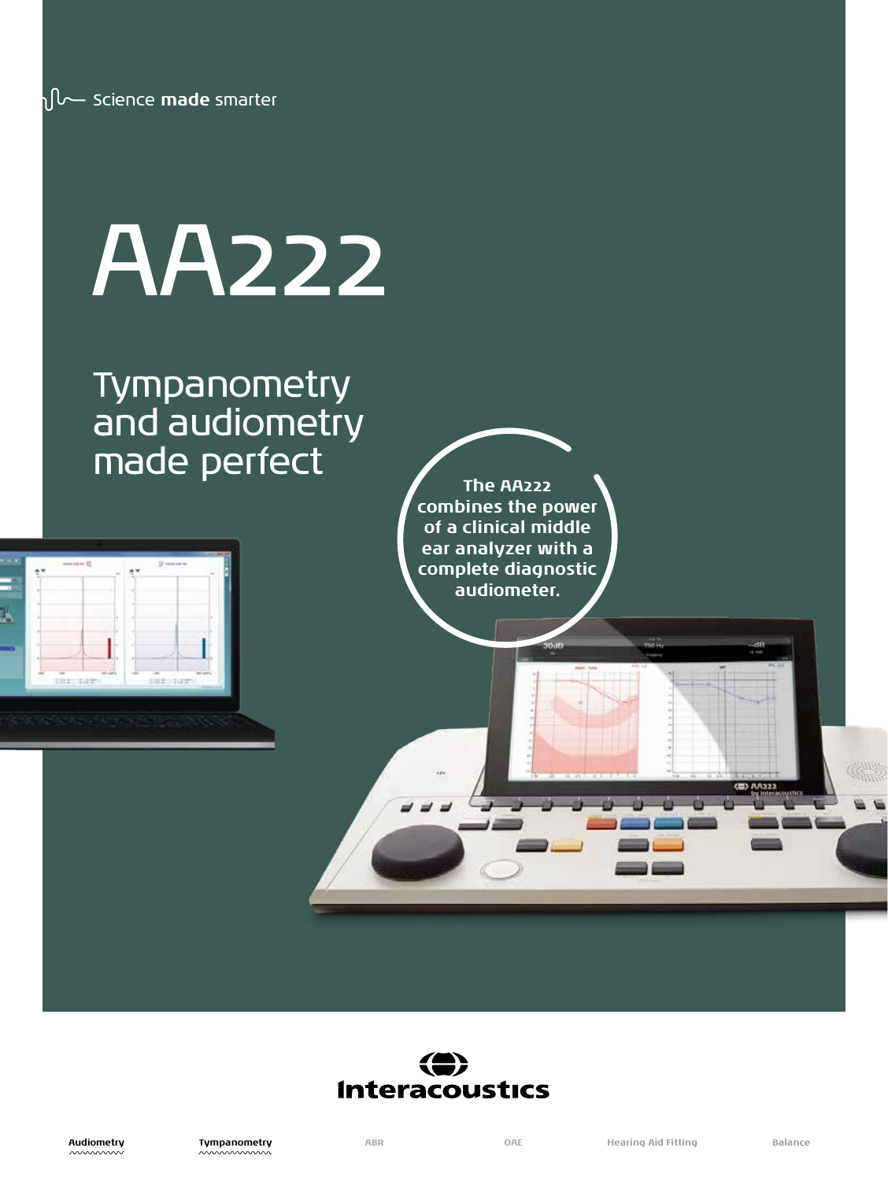Science **made** smarter

# AA222

## Tympanometry and audiometry made perfect

**The AA222 combines the power of a clinical middle ear analyzer with a complete diagnostic audiometer.**

Interacoustics

Audiometry | Tympanometry | ABR | OAE | Hearing Aid Fitting | Balance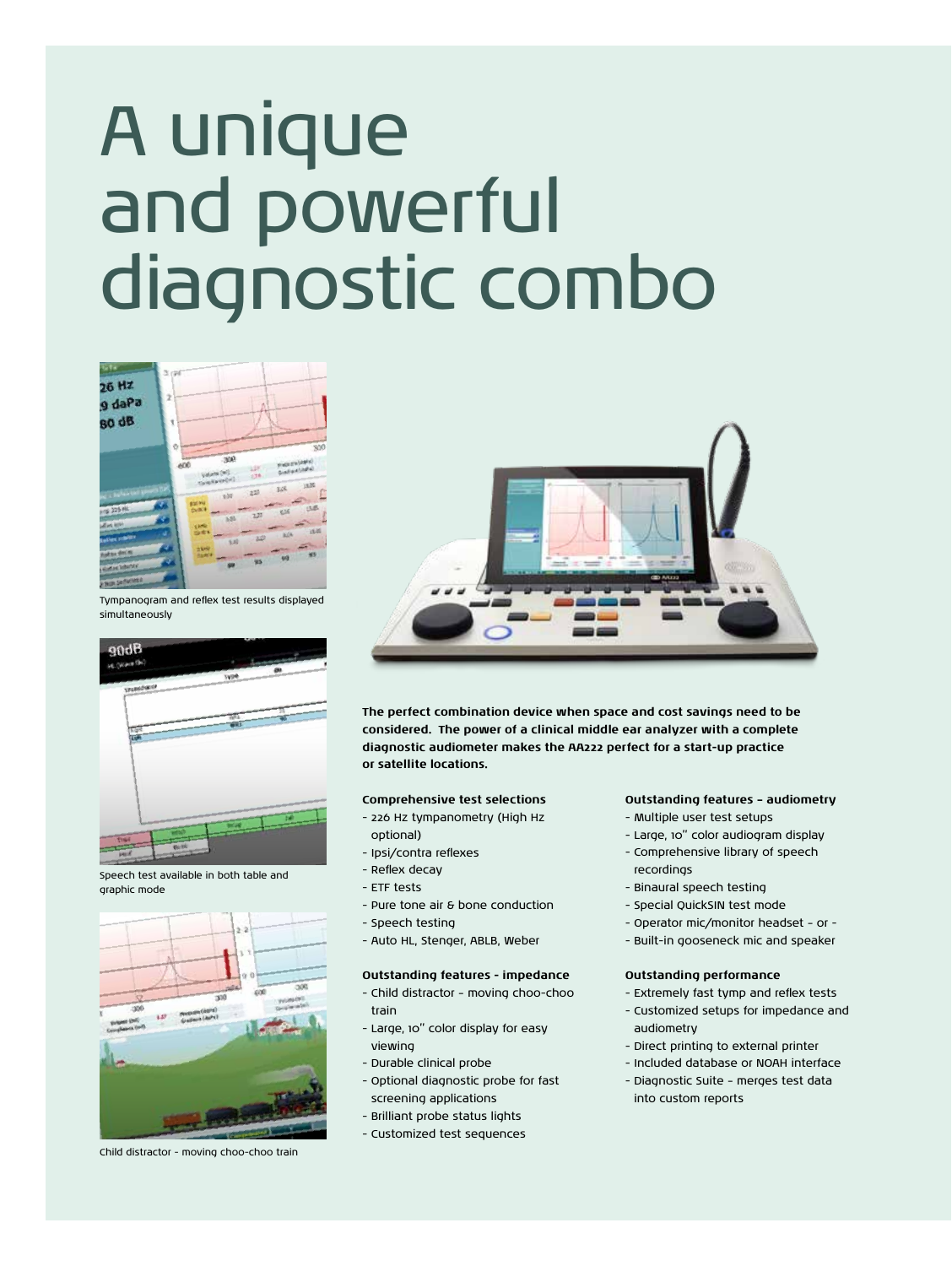# A unique and powerful diagnostic combo

Tympanogram and reflex test results displayed simultaneously

Speech test available in both table and graphic mode

Child distractor - moving choo-choo train

**The perfect combination device when space and cost savings need to be considered. The power of a clinical middle ear analyzer with a complete diagnostic audiometer makes the AA222 perfect for a start-up practice or satellite locations.**

**Comprehensive test selections**

- 226 Hz tympanometry (High Hz optional)
- Ipsi/contra reflexes
- Reflex decay
- ETF tests
- Pure tone air & bone conduction
- Speech testing
- Auto HL, Stenger, ABLB, Weber

**Outstanding features - impedance**

- Child distractor - moving choo-choo train
- Large, 10" color display for easy viewing
- Durable clinical probe
- Optional diagnostic probe for fast screening applications
- Brilliant probe status lights
- Customized test sequences

**Outstanding features - audiometry**

- Multiple user test setups
- Large, 10" color audiogram display
- Comprehensive library of speech recordings
- Binaural speech testing
- Special QuickSIN test mode
- Operator mic/monitor headset - or -
- Built-in gooseneck mic and speaker

**Outstanding performance**

- Extremely fast tymp and reflex tests
- Customized setups for impedance and audiometry
- Direct printing to external printer
- Included database or NOAH interface
- Diagnostic Suite - merges test data into custom reports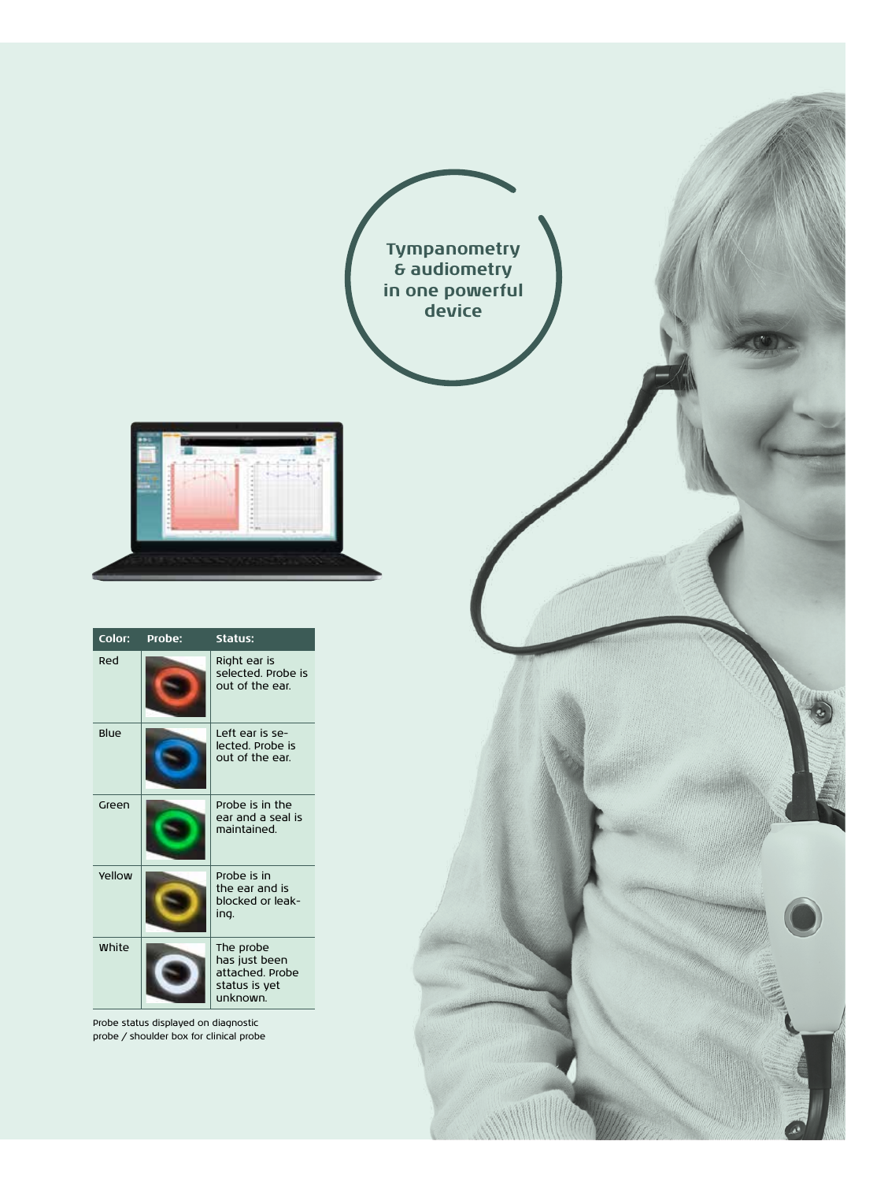**Tympanometry & audiometry in one powerful device**

| Color: | Probe: | Status: |
|---|---|---|
| Red | | Right ear is selected. Probe is out of the ear. |
| Blue | | Left ear is selected. Probe is out of the ear. |
| Green | | Probe is in the ear and a seal is maintained. |
| Yellow | | Probe is in the ear and is blocked or leaking. |
| White | | The probe has just been attached. Probe status is yet unknown. |

Probe status displayed on diagnostic probe / shoulder box for clinical probe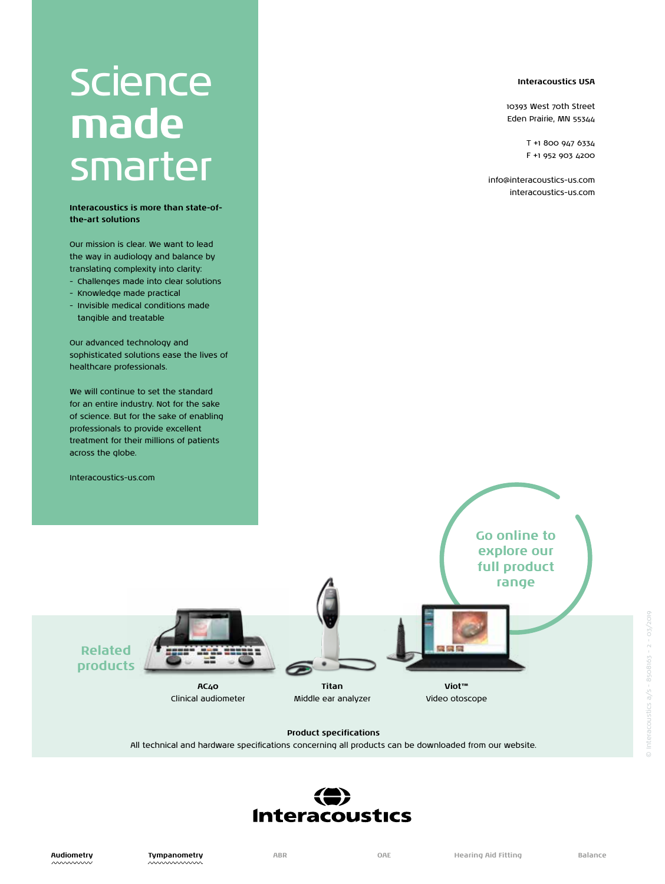# Science made smarter

**Interacoustics is more than state-of-the-art solutions**

Our mission is clear. We want to lead the way in audiology and balance by translating complexity into clarity:

- Challenges made into clear solutions
- Knowledge made practical
- Invisible medical conditions made tangible and treatable

Our advanced technology and sophisticated solutions ease the lives of healthcare professionals.

We will continue to set the standard for an entire industry. Not for the sake of science. But for the sake of enabling professionals to provide excellent treatment for their millions of patients across the globe.

Interacoustics-us.com

**Interacoustics USA**

10393 West 70th Street
Eden Prairie, MN 55344

T +1 800 947 6334
F +1 952 903 4200

info@interacoustics-us.com
interacoustics-us.com

Go online to explore our full product range

## Related products

**AC40**
Clinical audiometer

**Titan**
Middle ear analyzer

**Viot™**
Video otoscope

**Product specifications**
All technical and hardware specifications concerning all products can be downloaded from our website.

Interacoustics

Audiometry | Tympanometry | ABR | OAE | Hearing Aid Fitting | Balance

© Interacoustics A/S - 8508163 - 2 - 03/2019